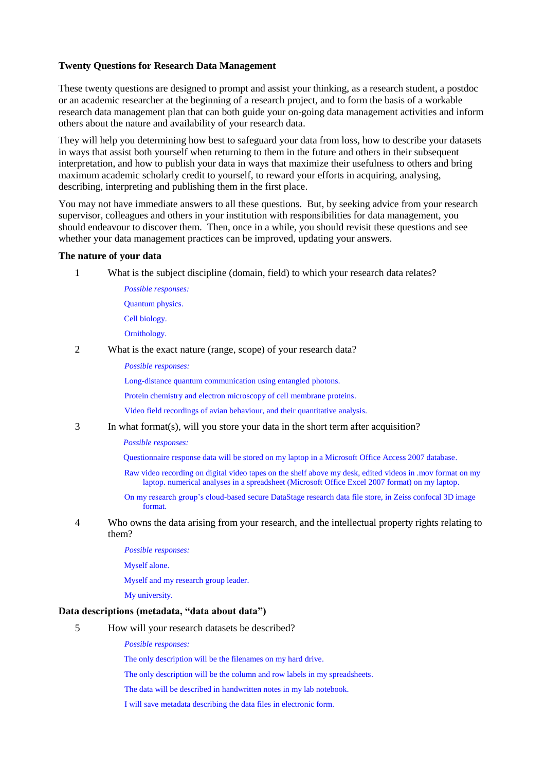**Twenty Questions for Research Data Management**

These twenty questions are designed to prompt and assist your thinking, as a research student, a postdoc or an academic researcher at the beginning of a research project, and to form the basis of a workable research data management plan that can both guide your on-going data management activities and inform others about the nature and availability of your research data.

They will help you determining how best to safeguard your data from loss, how to describe your datasets in ways that assist both yourself when returning to them in the future and others in their subsequent interpretation, and how to publish your data in ways that maximize their usefulness to others and bring maximum academic scholarly credit to yourself, to reward your efforts in acquiring, analysing, describing, interpreting and publishing them in the first place.

You may not have immediate answers to all these questions. But, by seeking advice from your research supervisor, colleagues and others in your institution with responsibilities for data management, you should endeavour to discover them. Then, once in a while, you should revisit these questions and see whether your data management practices can be improved, updating your answers.

**The nature of your data**

1. What is the subject discipline (domain, field) to which your research data relates?

   *Possible responses:*

   Quantum physics.

   Cell biology.

   Ornithology.

2. What is the exact nature (range, scope) of your research data?

   *Possible responses:*

   Long-distance quantum communication using entangled photons.

   Protein chemistry and electron microscopy of cell membrane proteins.

   Video field recordings of avian behaviour, and their quantitative analysis.

3. In what format(s), will you store your data in the short term after acquisition?

   *Possible responses:*

   Questionnaire response data will be stored on my laptop in a Microsoft Office Access 2007 database.

   Raw video recording on digital video tapes on the shelf above my desk, edited videos in .mov format on my laptop. numerical analyses in a spreadsheet (Microsoft Office Excel 2007 format) on my laptop.

   On my research group's cloud-based secure DataStage research data file store, in Zeiss confocal 3D image format.

4. Who owns the data arising from your research, and the intellectual property rights relating to them?

   *Possible responses:*

   Myself alone.

   Myself and my research group leader.

   My university.

**Data descriptions (metadata, "data about data")**

5. How will your research datasets be described?

   *Possible responses:*

   The only description will be the filenames on my hard drive.

   The only description will be the column and row labels in my spreadsheets.

   The data will be described in handwritten notes in my lab notebook.

   I will save metadata describing the data files in electronic form.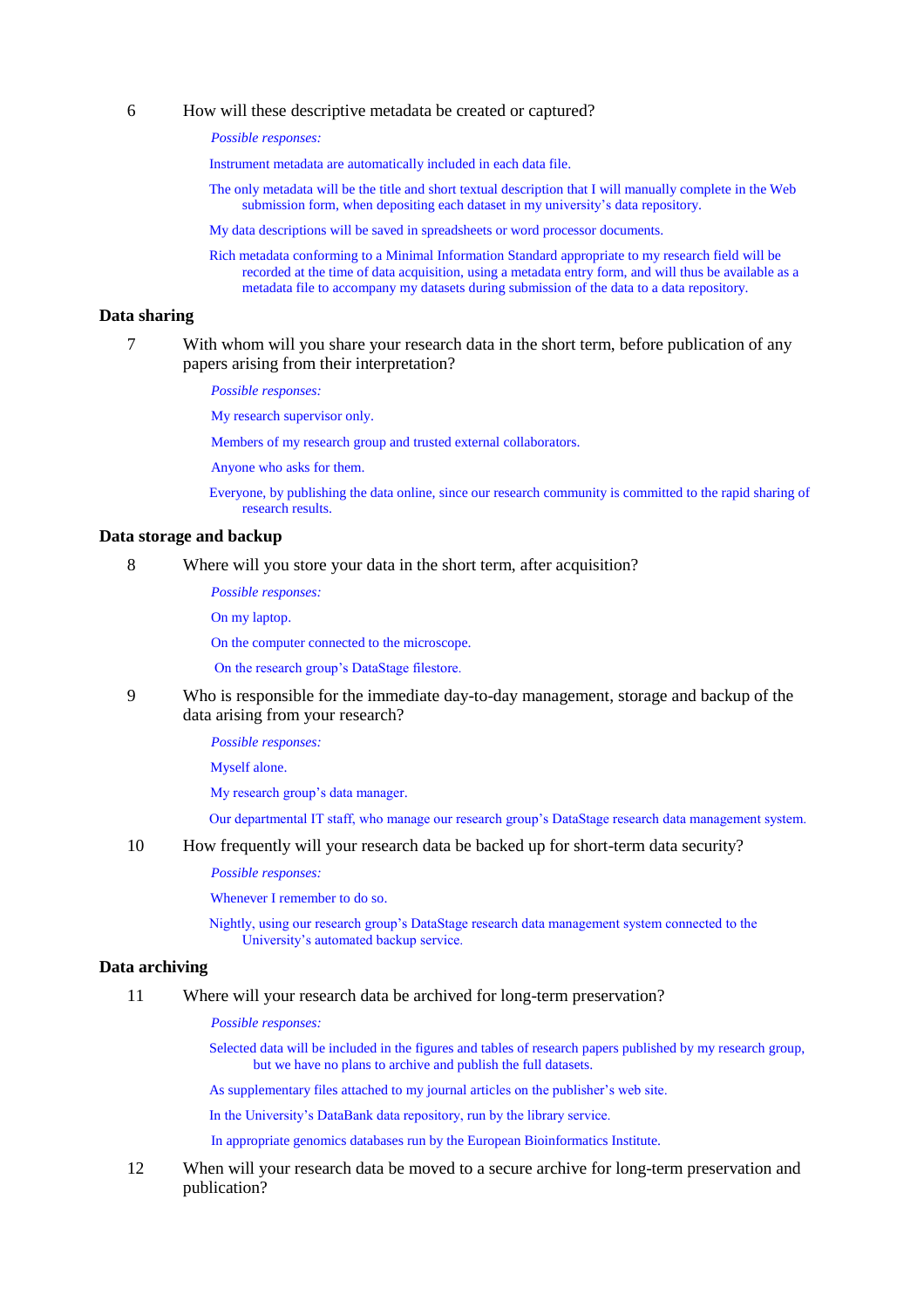6 How will these descriptive metadata be created or captured?

*Possible responses:*

Instrument metadata are automatically included in each data file.

The only metadata will be the title and short textual description that I will manually complete in the Web submission form, when depositing each dataset in my university's data repository.

My data descriptions will be saved in spreadsheets or word processor documents.

Rich metadata conforming to a Minimal Information Standard appropriate to my research field will be recorded at the time of data acquisition, using a metadata entry form, and will thus be available as a metadata file to accompany my datasets during submission of the data to a data repository.

## Data sharing

7 With whom will you share your research data in the short term, before publication of any papers arising from their interpretation?

*Possible responses:*

My research supervisor only.

Members of my research group and trusted external collaborators.

Anyone who asks for them.

Everyone, by publishing the data online, since our research community is committed to the rapid sharing of research results.

## Data storage and backup

8 Where will you store your data in the short term, after acquisition?

*Possible responses:*

On my laptop.

On the computer connected to the microscope.

On the research group's DataStage filestore.

9 Who is responsible for the immediate day-to-day management, storage and backup of the data arising from your research?

*Possible responses:*

Myself alone.

My research group's data manager.

Our departmental IT staff, who manage our research group's DataStage research data management system.

10 How frequently will your research data be backed up for short-term data security?

*Possible responses:*

Whenever I remember to do so.

Nightly, using our research group's DataStage research data management system connected to the University's automated backup service.

## Data archiving

11 Where will your research data be archived for long-term preservation?

*Possible responses:*

Selected data will be included in the figures and tables of research papers published by my research group, but we have no plans to archive and publish the full datasets.

As supplementary files attached to my journal articles on the publisher's web site.

In the University's DataBank data repository, run by the library service.

In appropriate genomics databases run by the European Bioinformatics Institute.

12 When will your research data be moved to a secure archive for long-term preservation and publication?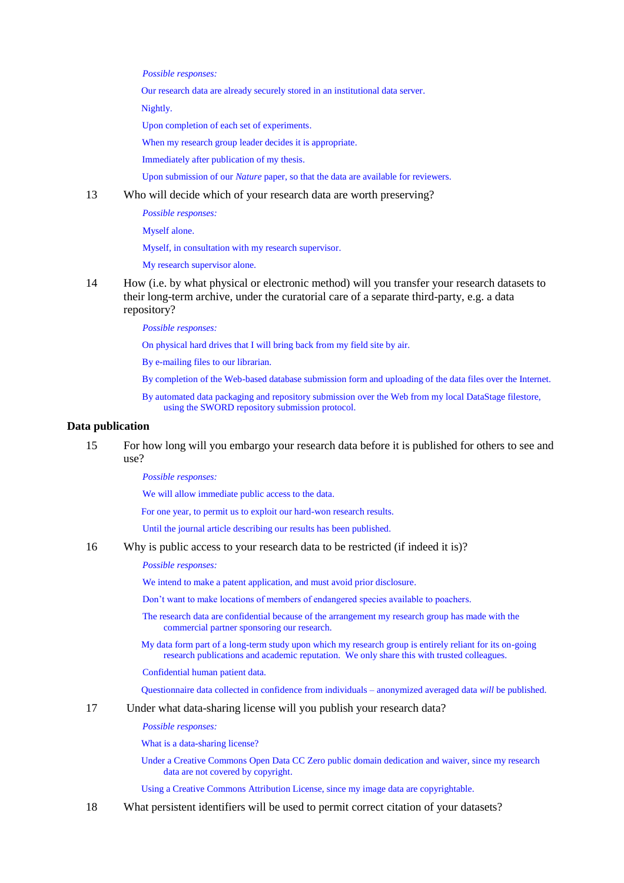*Possible responses:*

Our research data are already securely stored in an institutional data server.

Nightly.

Upon completion of each set of experiments.

When my research group leader decides it is appropriate.

Immediately after publication of my thesis.

Upon submission of our *Nature* paper, so that the data are available for reviewers.

13 Who will decide which of your research data are worth preserving?

*Possible responses:*

Myself alone.

Myself, in consultation with my research supervisor.

My research supervisor alone.

14 How (i.e. by what physical or electronic method) will you transfer your research datasets to their long-term archive, under the curatorial care of a separate third-party, e.g. a data repository?

*Possible responses:*

On physical hard drives that I will bring back from my field site by air.

By e-mailing files to our librarian.

By completion of the Web-based database submission form and uploading of the data files over the Internet.

By automated data packaging and repository submission over the Web from my local DataStage filestore, using the SWORD repository submission protocol.

**Data publication**

15 For how long will you embargo your research data before it is published for others to see and use?

*Possible responses:*

We will allow immediate public access to the data.

For one year, to permit us to exploit our hard-won research results.

Until the journal article describing our results has been published.

16 Why is public access to your research data to be restricted (if indeed it is)?

*Possible responses:*

We intend to make a patent application, and must avoid prior disclosure.

Don't want to make locations of members of endangered species available to poachers.

The research data are confidential because of the arrangement my research group has made with the commercial partner sponsoring our research.

My data form part of a long-term study upon which my research group is entirely reliant for its on-going research publications and academic reputation. We only share this with trusted colleagues.

Confidential human patient data.

Questionnaire data collected in confidence from individuals – anonymized averaged data *will* be published.

17 Under what data-sharing license will you publish your research data?

*Possible responses:*

What is a data-sharing license?

Under a Creative Commons Open Data CC Zero public domain dedication and waiver, since my research data are not covered by copyright.

Using a Creative Commons Attribution License, since my image data are copyrightable.

18 What persistent identifiers will be used to permit correct citation of your datasets?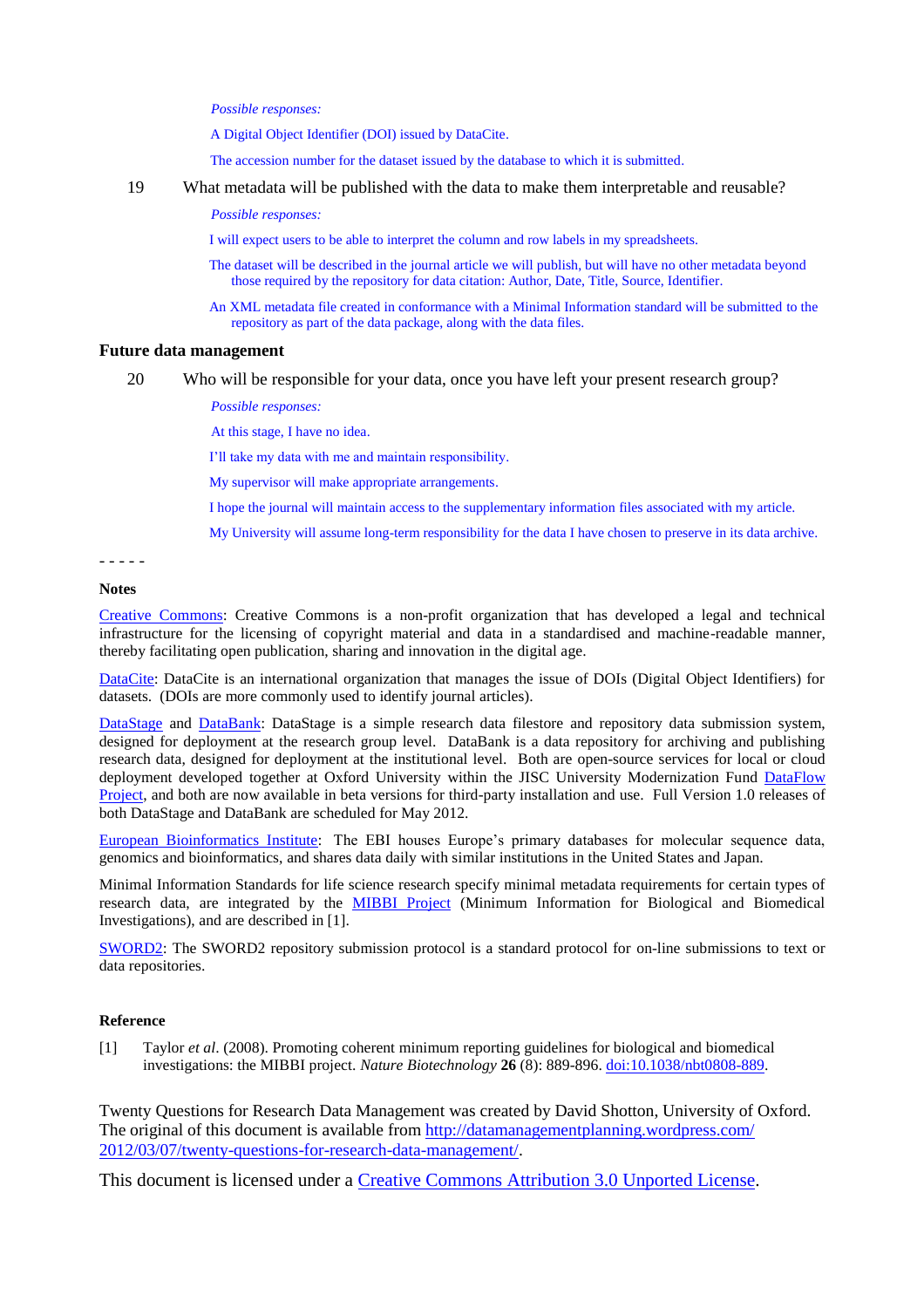*Possible responses:*

A Digital Object Identifier (DOI) issued by DataCite.

The accession number for the dataset issued by the database to which it is submitted.

19 What metadata will be published with the data to make them interpretable and reusable?

*Possible responses:*

I will expect users to be able to interpret the column and row labels in my spreadsheets.

The dataset will be described in the journal article we will publish, but will have no other metadata beyond those required by the repository for data citation: Author, Date, Title, Source, Identifier.

An XML metadata file created in conformance with a Minimal Information standard will be submitted to the repository as part of the data package, along with the data files.

## Future data management

20 Who will be responsible for your data, once you have left your present research group?

*Possible responses:*

At this stage, I have no idea.

I'll take my data with me and maintain responsibility.

My supervisor will make appropriate arrangements.

I hope the journal will maintain access to the supplementary information files associated with my article.

My University will assume long-term responsibility for the data I have chosen to preserve in its data archive.

- - - - -

**Notes**

Creative Commons: Creative Commons is a non-profit organization that has developed a legal and technical infrastructure for the licensing of copyright material and data in a standardised and machine-readable manner, thereby facilitating open publication, sharing and innovation in the digital age.

DataCite: DataCite is an international organization that manages the issue of DOIs (Digital Object Identifiers) for datasets. (DOIs are more commonly used to identify journal articles).

DataStage and DataBank: DataStage is a simple research data filestore and repository data submission system, designed for deployment at the research group level. DataBank is a data repository for archiving and publishing research data, designed for deployment at the institutional level. Both are open-source services for local or cloud deployment developed together at Oxford University within the JISC University Modernization Fund DataFlow Project, and both are now available in beta versions for third-party installation and use. Full Version 1.0 releases of both DataStage and DataBank are scheduled for May 2012.

European Bioinformatics Institute: The EBI houses Europe's primary databases for molecular sequence data, genomics and bioinformatics, and shares data daily with similar institutions in the United States and Japan.

Minimal Information Standards for life science research specify minimal metadata requirements for certain types of research data, are integrated by the MIBBI Project (Minimum Information for Biological and Biomedical Investigations), and are described in [1].

SWORD2: The SWORD2 repository submission protocol is a standard protocol for on-line submissions to text or data repositories.

**Reference**

[1] Taylor *et al*. (2008). Promoting coherent minimum reporting guidelines for biological and biomedical investigations: the MIBBI project. *Nature Biotechnology* **26** (8): 889-896. doi:10.1038/nbt0808-889.

Twenty Questions for Research Data Management was created by David Shotton, University of Oxford. The original of this document is available from http://datamanagementplanning.wordpress.com/2012/03/07/twenty-questions-for-research-data-management/.

This document is licensed under a Creative Commons Attribution 3.0 Unported License.